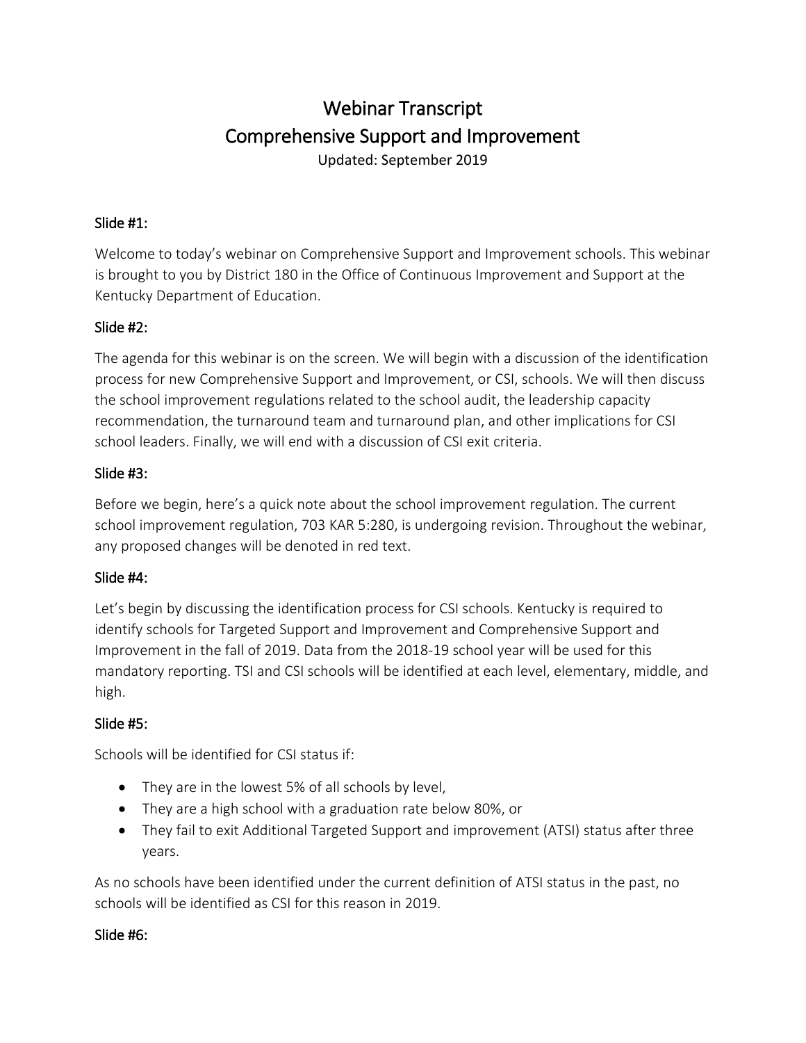# Webinar Transcript
# Comprehensive Support and Improvement

Updated: September 2019

### Slide #1:

Welcome to today's webinar on Comprehensive Support and Improvement schools. This webinar is brought to you by District 180 in the Office of Continuous Improvement and Support at the Kentucky Department of Education.

### Slide #2:

The agenda for this webinar is on the screen. We will begin with a discussion of the identification process for new Comprehensive Support and Improvement, or CSI, schools. We will then discuss the school improvement regulations related to the school audit, the leadership capacity recommendation, the turnaround team and turnaround plan, and other implications for CSI school leaders. Finally, we will end with a discussion of CSI exit criteria.

### Slide #3:

Before we begin, here's a quick note about the school improvement regulation. The current school improvement regulation, 703 KAR 5:280, is undergoing revision. Throughout the webinar, any proposed changes will be denoted in red text.

### Slide #4:

Let's begin by discussing the identification process for CSI schools. Kentucky is required to identify schools for Targeted Support and Improvement and Comprehensive Support and Improvement in the fall of 2019. Data from the 2018-19 school year will be used for this mandatory reporting. TSI and CSI schools will be identified at each level, elementary, middle, and high.

### Slide #5:

Schools will be identified for CSI status if:

- They are in the lowest 5% of all schools by level,
- They are a high school with a graduation rate below 80%, or
- They fail to exit Additional Targeted Support and improvement (ATSI) status after three years.

As no schools have been identified under the current definition of ATSI status in the past, no schools will be identified as CSI for this reason in 2019.

### Slide #6: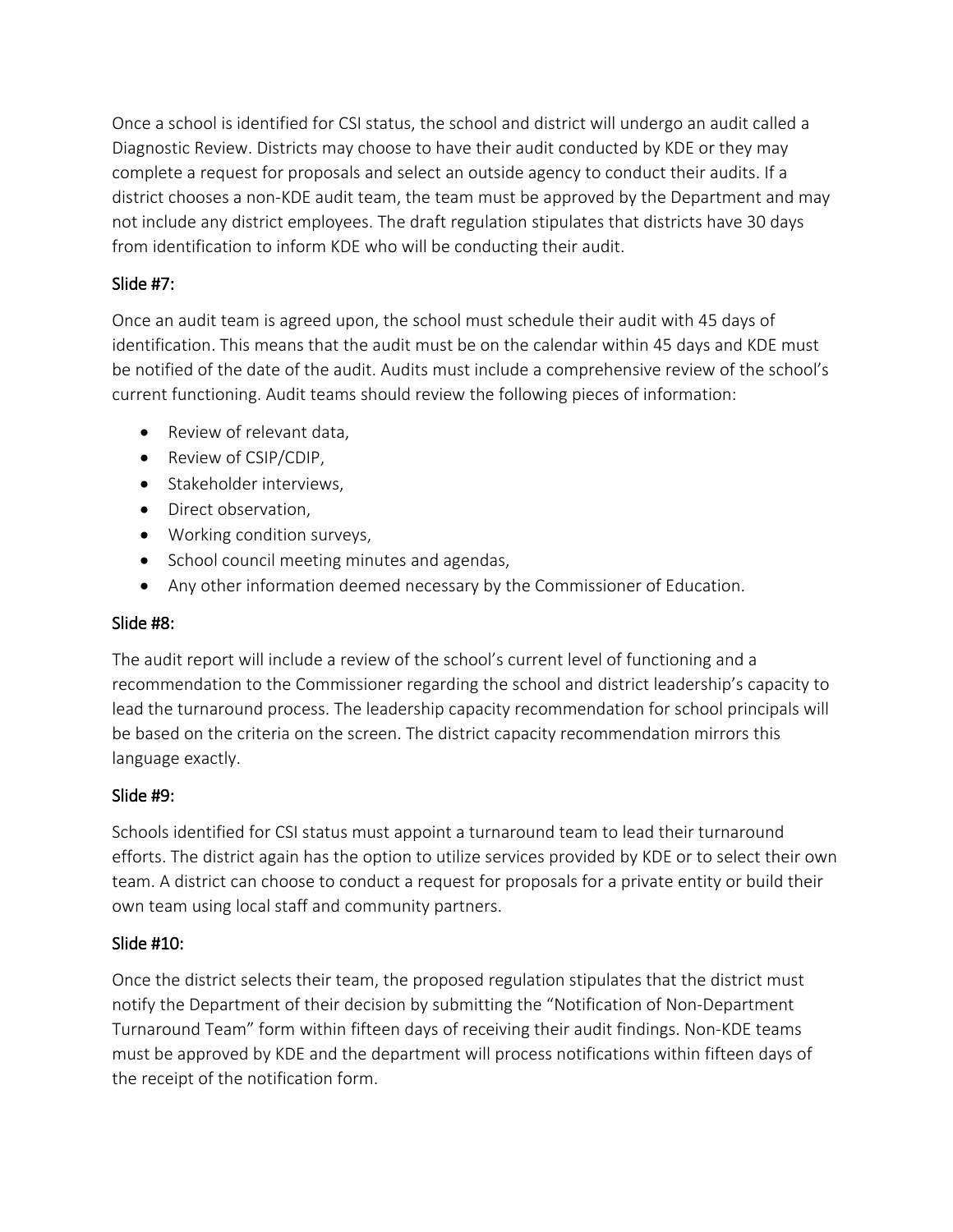Once a school is identified for CSI status, the school and district will undergo an audit called a Diagnostic Review. Districts may choose to have their audit conducted by KDE or they may complete a request for proposals and select an outside agency to conduct their audits. If a district chooses a non-KDE audit team, the team must be approved by the Department and may not include any district employees. The draft regulation stipulates that districts have 30 days from identification to inform KDE who will be conducting their audit.

### Slide #7:

Once an audit team is agreed upon, the school must schedule their audit with 45 days of identification. This means that the audit must be on the calendar within 45 days and KDE must be notified of the date of the audit. Audits must include a comprehensive review of the school's current functioning. Audit teams should review the following pieces of information:

- Review of relevant data,
- Review of CSIP/CDIP,
- Stakeholder interviews,
- Direct observation,
- Working condition surveys,
- School council meeting minutes and agendas,
- Any other information deemed necessary by the Commissioner of Education.

### Slide #8:

The audit report will include a review of the school's current level of functioning and a recommendation to the Commissioner regarding the school and district leadership's capacity to lead the turnaround process. The leadership capacity recommendation for school principals will be based on the criteria on the screen. The district capacity recommendation mirrors this language exactly.

### Slide #9:

Schools identified for CSI status must appoint a turnaround team to lead their turnaround efforts. The district again has the option to utilize services provided by KDE or to select their own team. A district can choose to conduct a request for proposals for a private entity or build their own team using local staff and community partners.

### Slide #10:

Once the district selects their team, the proposed regulation stipulates that the district must notify the Department of their decision by submitting the "Notification of Non-Department Turnaround Team" form within fifteen days of receiving their audit findings. Non-KDE teams must be approved by KDE and the department will process notifications within fifteen days of the receipt of the notification form.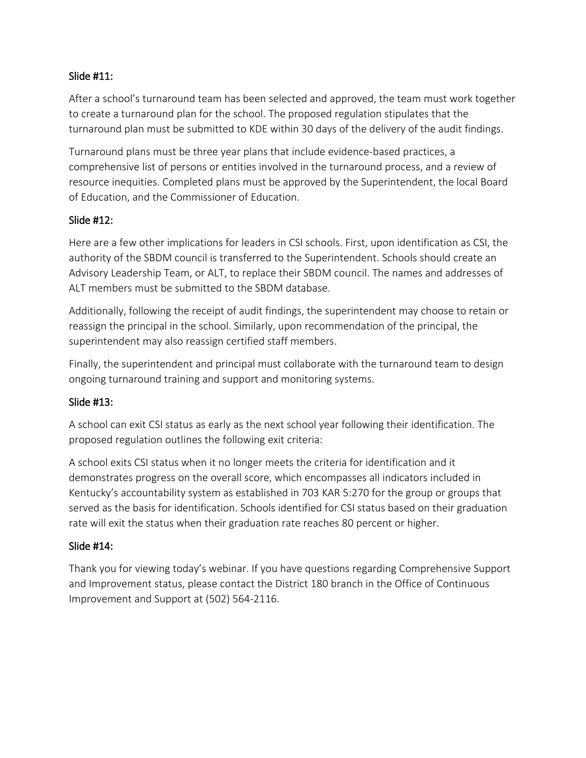## Slide #11:

After a school's turnaround team has been selected and approved, the team must work together to create a turnaround plan for the school. The proposed regulation stipulates that the turnaround plan must be submitted to KDE within 30 days of the delivery of the audit findings.

Turnaround plans must be three year plans that include evidence-based practices, a comprehensive list of persons or entities involved in the turnaround process, and a review of resource inequities. Completed plans must be approved by the Superintendent, the local Board of Education, and the Commissioner of Education.

## Slide #12:

Here are a few other implications for leaders in CSI schools. First, upon identification as CSI, the authority of the SBDM council is transferred to the Superintendent. Schools should create an Advisory Leadership Team, or ALT, to replace their SBDM council. The names and addresses of ALT members must be submitted to the SBDM database.

Additionally, following the receipt of audit findings, the superintendent may choose to retain or reassign the principal in the school. Similarly, upon recommendation of the principal, the superintendent may also reassign certified staff members.

Finally, the superintendent and principal must collaborate with the turnaround team to design ongoing turnaround training and support and monitoring systems.

## Slide #13:

A school can exit CSI status as early as the next school year following their identification. The proposed regulation outlines the following exit criteria:

A school exits CSI status when it no longer meets the criteria for identification and it demonstrates progress on the overall score, which encompasses all indicators included in Kentucky's accountability system as established in 703 KAR 5:270 for the group or groups that served as the basis for identification. Schools identified for CSI status based on their graduation rate will exit the status when their graduation rate reaches 80 percent or higher.

## Slide #14:

Thank you for viewing today's webinar. If you have questions regarding Comprehensive Support and Improvement status, please contact the District 180 branch in the Office of Continuous Improvement and Support at (502) 564-2116.